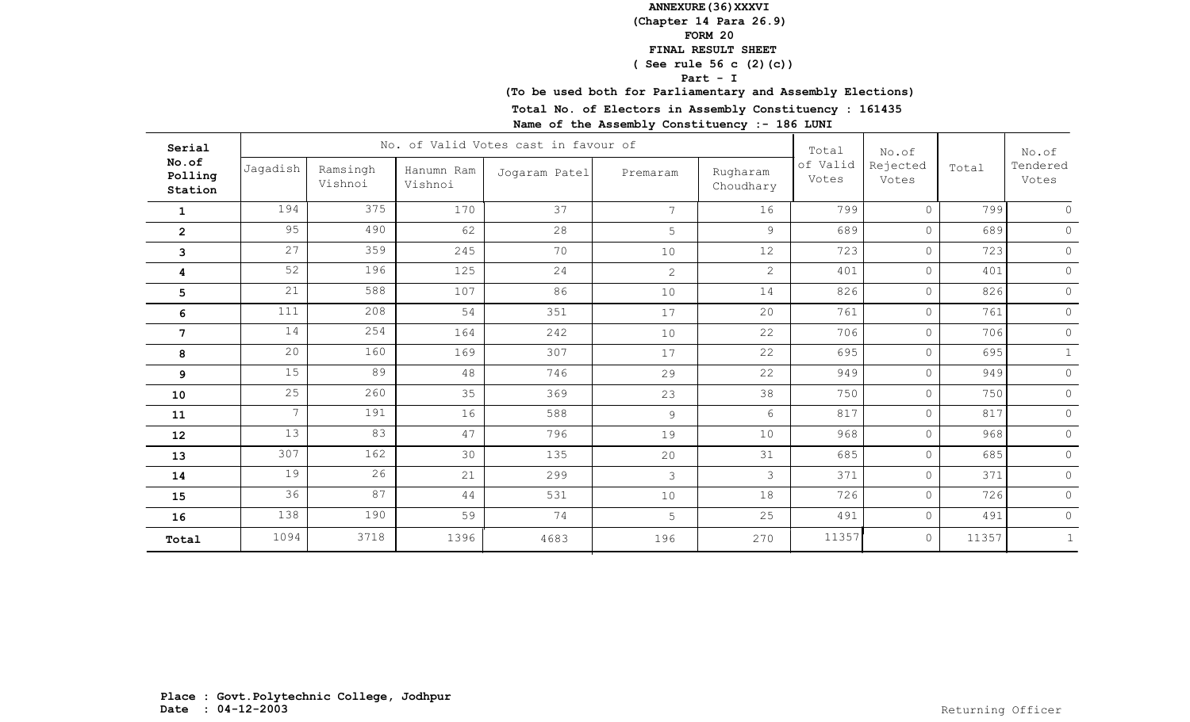**ANNEXURE(36)XXXVI**
**(Chapter 14 Para 26.9)**
**FORM 20**
**FINAL RESULT SHEET**
**( See rule 56 c (2)(c))**
**Part - I**
**(To be used both for Parliamentary and Assembly Elections)**
**Total No. of Electors in Assembly Constituency : 161435**
**Name of the Assembly Constituency :- 186 LUNI**

| Serial No.of Polling Station | No. of Valid Votes cast in favour of | | | | | | Total of Valid Votes | No.of Rejected Votes | Total | No.of Tendered Votes |
|---|---|---|---|---|---|---|---|---|---|---|
| | Jagadish | Ramsingh Vishnoi | Hanumn Ram Vishnoi | Jogaram Patel | Premaram | Rugharam Choudhary | | | | |
| **1** | 194 | 375 | 170 | 37 | 7 | 16 | 799 | 0 | 799 | 0 |
| **2** | 95 | 490 | 62 | 28 | 5 | 9 | 689 | 0 | 689 | 0 |
| **3** | 27 | 359 | 245 | 70 | 10 | 12 | 723 | 0 | 723 | 0 |
| **4** | 52 | 196 | 125 | 24 | 2 | 2 | 401 | 0 | 401 | 0 |
| **5** | 21 | 588 | 107 | 86 | 10 | 14 | 826 | 0 | 826 | 0 |
| **6** | 111 | 208 | 54 | 351 | 17 | 20 | 761 | 0 | 761 | 0 |
| **7** | 14 | 254 | 164 | 242 | 10 | 22 | 706 | 0 | 706 | 0 |
| **8** | 20 | 160 | 169 | 307 | 17 | 22 | 695 | 0 | 695 | 1 |
| **9** | 15 | 89 | 48 | 746 | 29 | 22 | 949 | 0 | 949 | 0 |
| **10** | 25 | 260 | 35 | 369 | 23 | 38 | 750 | 0 | 750 | 0 |
| **11** | 7 | 191 | 16 | 588 | 9 | 6 | 817 | 0 | 817 | 0 |
| **12** | 13 | 83 | 47 | 796 | 19 | 10 | 968 | 0 | 968 | 0 |
| **13** | 307 | 162 | 30 | 135 | 20 | 31 | 685 | 0 | 685 | 0 |
| **14** | 19 | 26 | 21 | 299 | 3 | 3 | 371 | 0 | 371 | 0 |
| **15** | 36 | 87 | 44 | 531 | 10 | 18 | 726 | 0 | 726 | 0 |
| **16** | 138 | 190 | 59 | 74 | 5 | 25 | 491 | 0 | 491 | 0 |
| **Total** | 1094 | 3718 | 1396 | 4683 | 196 | 270 | 11357 | 0 | 11357 | 1 |

**Place : Govt.Polytechnic College, Jodhpur**
**Date : 04-12-2003**

Returning Officer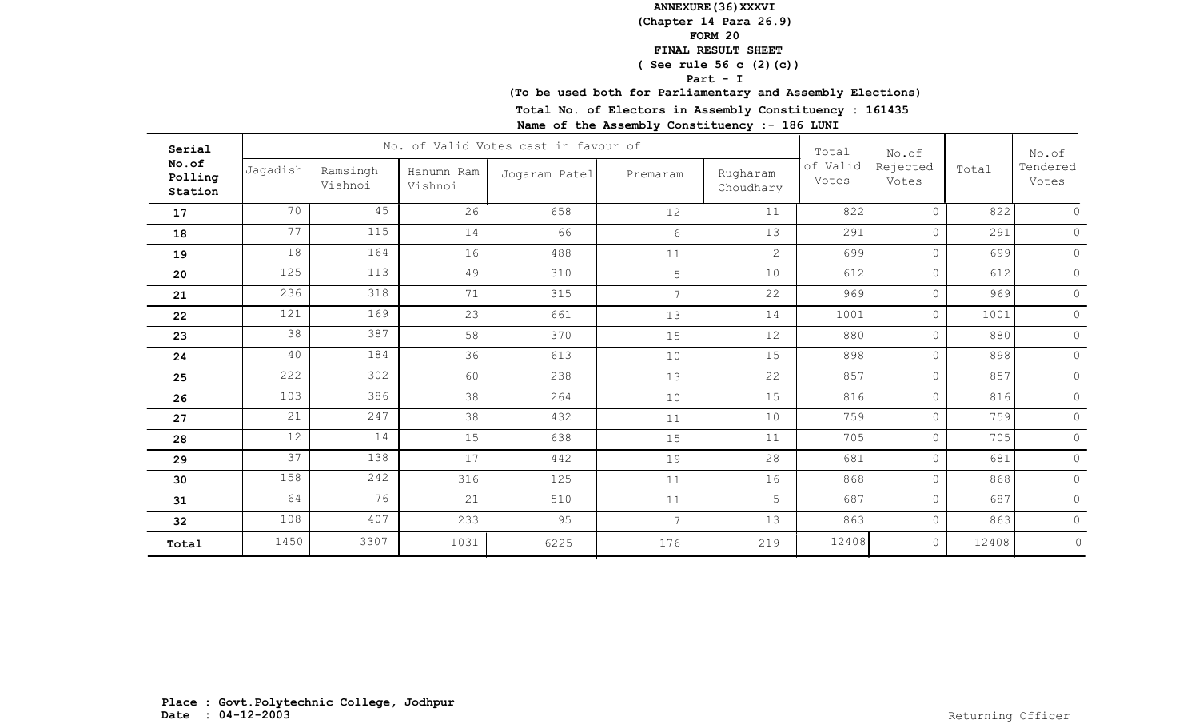**ANNEXURE(36)XXXVI**
**(Chapter 14 Para 26.9)**
**FORM 20**
**FINAL RESULT SHEET**
**( See rule 56 c (2)(c))**
**Part - I**
**(To be used both for Parliamentary and Assembly Elections)**

**Total No. of Electors in Assembly Constituency : 161435**

**Name of the Assembly Constituency :- 186 LUNI**

| Serial No.of Polling Station | No. of Valid Votes cast in favour of | | | | | | Total of Valid Votes | No.of Rejected Votes | Total | No.of Tendered Votes |
|---|---|---|---|---|---|---|---|---|---|---|
| | Jagadish | Ramsingh Vishnoi | Hanumn Ram Vishnoi | Jogaram Patel | Premaram | Rugharam Choudhary | | | | |
| **17** | 70 | 45 | 26 | 658 | 12 | 11 | 822 | 0 | 822 | 0 |
| **18** | 77 | 115 | 14 | 66 | 6 | 13 | 291 | 0 | 291 | 0 |
| **19** | 18 | 164 | 16 | 488 | 11 | 2 | 699 | 0 | 699 | 0 |
| **20** | 125 | 113 | 49 | 310 | 5 | 10 | 612 | 0 | 612 | 0 |
| **21** | 236 | 318 | 71 | 315 | 7 | 22 | 969 | 0 | 969 | 0 |
| **22** | 121 | 169 | 23 | 661 | 13 | 14 | 1001 | 0 | 1001 | 0 |
| **23** | 38 | 387 | 58 | 370 | 15 | 12 | 880 | 0 | 880 | 0 |
| **24** | 40 | 184 | 36 | 613 | 10 | 15 | 898 | 0 | 898 | 0 |
| **25** | 222 | 302 | 60 | 238 | 13 | 22 | 857 | 0 | 857 | 0 |
| **26** | 103 | 386 | 38 | 264 | 10 | 15 | 816 | 0 | 816 | 0 |
| **27** | 21 | 247 | 38 | 432 | 11 | 10 | 759 | 0 | 759 | 0 |
| **28** | 12 | 14 | 15 | 638 | 15 | 11 | 705 | 0 | 705 | 0 |
| **29** | 37 | 138 | 17 | 442 | 19 | 28 | 681 | 0 | 681 | 0 |
| **30** | 158 | 242 | 316 | 125 | 11 | 16 | 868 | 0 | 868 | 0 |
| **31** | 64 | 76 | 21 | 510 | 11 | 5 | 687 | 0 | 687 | 0 |
| **32** | 108 | 407 | 233 | 95 | 7 | 13 | 863 | 0 | 863 | 0 |
| **Total** | 1450 | 3307 | 1031 | 6225 | 176 | 219 | 12408 | 0 | 12408 | 0 |

**Place : Govt.Polytechnic College, Jodhpur**
**Date : 04-12-2003**

Returning Officer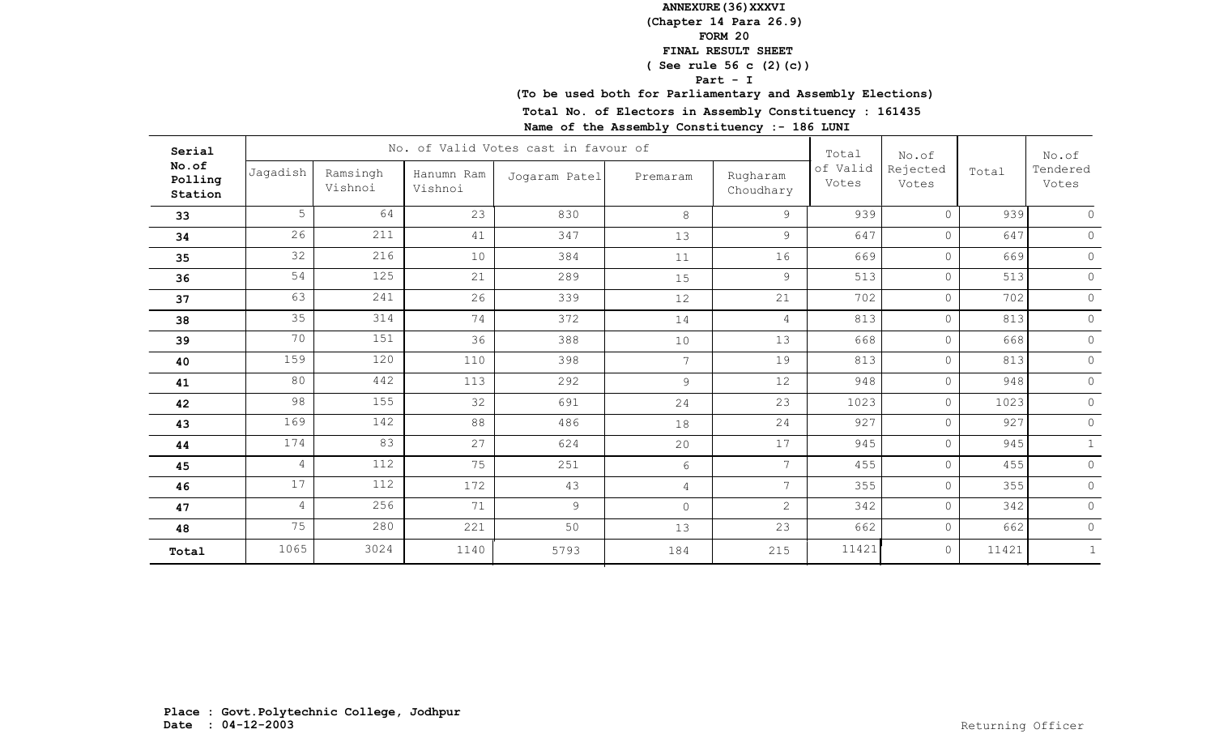**ANNEXURE(36)XXXVI**
**(Chapter 14 Para 26.9)**
**FORM 20**
**FINAL RESULT SHEET**
**( See rule 56 c (2)(c))**
**Part - I**
**(To be used both for Parliamentary and Assembly Elections)**
**Total No. of Electors in Assembly Constituency : 161435**
**Name of the Assembly Constituency :- 186 LUNI**

| Serial No.of Polling Station | No. of Valid Votes cast in favour of | | | | | | Total of Valid Votes | No.of Rejected Votes | Total | No.of Tendered Votes |
|---|---|---|---|---|---|---|---|---|---|---|
| | Jagadish | Ramsingh Vishnoi | Hanumn Ram Vishnoi | Jogaram Patel | Premaram | Rugharam Choudhary | | | | |
| 33 | 5 | 64 | 23 | 830 | 8 | 9 | 939 | 0 | 939 | 0 |
| 34 | 26 | 211 | 41 | 347 | 13 | 9 | 647 | 0 | 647 | 0 |
| 35 | 32 | 216 | 10 | 384 | 11 | 16 | 669 | 0 | 669 | 0 |
| 36 | 54 | 125 | 21 | 289 | 15 | 9 | 513 | 0 | 513 | 0 |
| 37 | 63 | 241 | 26 | 339 | 12 | 21 | 702 | 0 | 702 | 0 |
| 38 | 35 | 314 | 74 | 372 | 14 | 4 | 813 | 0 | 813 | 0 |
| 39 | 70 | 151 | 36 | 388 | 10 | 13 | 668 | 0 | 668 | 0 |
| 40 | 159 | 120 | 110 | 398 | 7 | 19 | 813 | 0 | 813 | 0 |
| 41 | 80 | 442 | 113 | 292 | 9 | 12 | 948 | 0 | 948 | 0 |
| 42 | 98 | 155 | 32 | 691 | 24 | 23 | 1023 | 0 | 1023 | 0 |
| 43 | 169 | 142 | 88 | 486 | 18 | 24 | 927 | 0 | 927 | 0 |
| 44 | 174 | 83 | 27 | 624 | 20 | 17 | 945 | 0 | 945 | 1 |
| 45 | 4 | 112 | 75 | 251 | 6 | 7 | 455 | 0 | 455 | 0 |
| 46 | 17 | 112 | 172 | 43 | 4 | 7 | 355 | 0 | 355 | 0 |
| 47 | 4 | 256 | 71 | 9 | 0 | 2 | 342 | 0 | 342 | 0 |
| 48 | 75 | 280 | 221 | 50 | 13 | 23 | 662 | 0 | 662 | 0 |
| **Total** | 1065 | 3024 | 1140 | 5793 | 184 | 215 | 11421 | 0 | 11421 | 1 |

**Place : Govt.Polytechnic College, Jodhpur**
**Date : 04-12-2003**

Returning Officer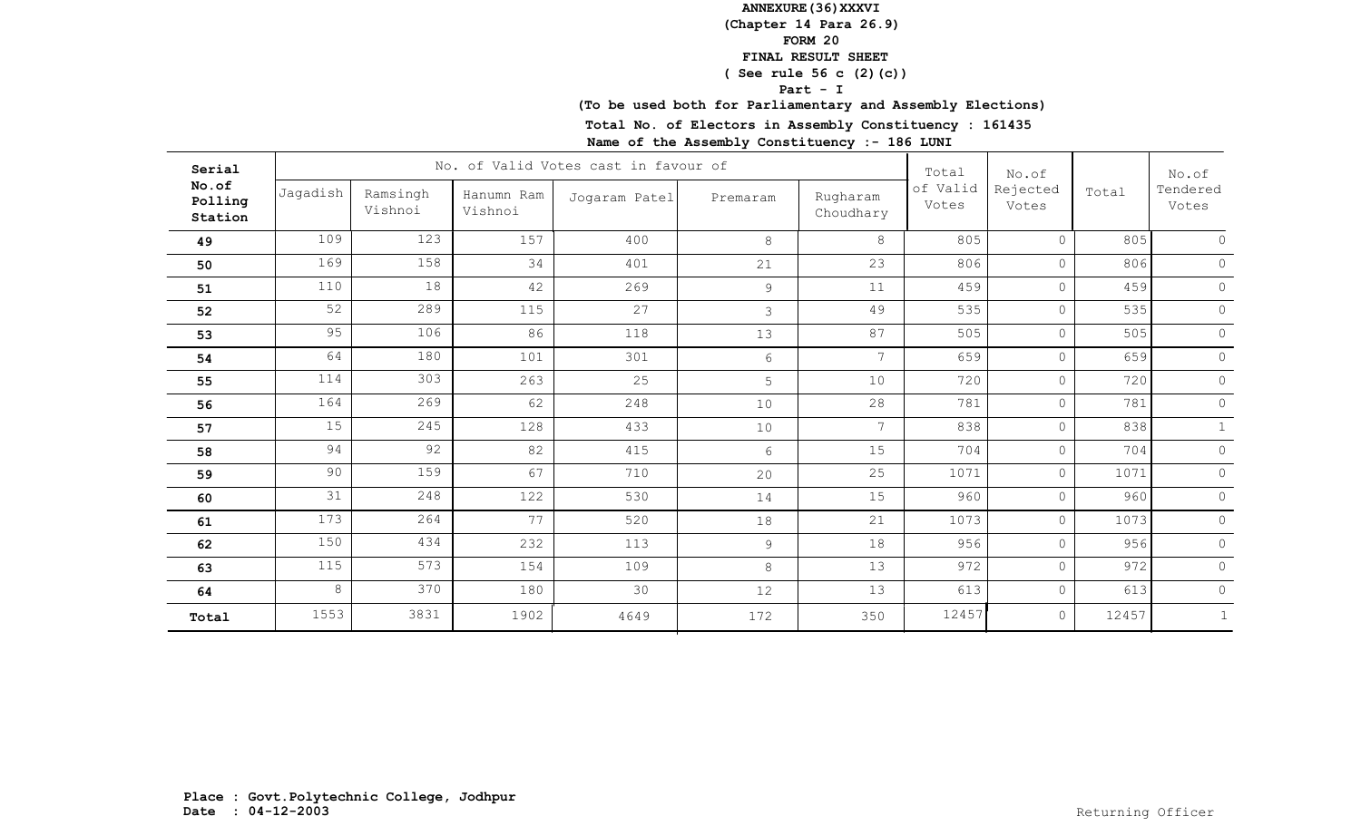**ANNEXURE(36)XXXVI**

**(Chapter 14 Para 26.9)**

**FORM 20**

**FINAL RESULT SHEET**

**( See rule 56 c (2)(c))**

**Part - I**

**(To be used both for Parliamentary and Assembly Elections)**

**Total No. of Electors in Assembly Constituency : 161435**

**Name of the Assembly Constituency :- 186 LUNI**

| Serial No.of Polling Station | No. of Valid Votes cast in favour of | | | | | | Total of Valid Votes | No.of Rejected Votes | Total | No.of Tendered Votes |
|---|---|---|---|---|---|---|---|---|---|---|
| | Jagadish | Ramsingh Vishnoi | Hanumn Ram Vishnoi | Jogaram Patel | Premaram | Rugharam Choudhary | | | | |
| **49** | 109 | 123 | 157 | 400 | 8 | 8 | 805 | 0 | 805 | 0 |
| **50** | 169 | 158 | 34 | 401 | 21 | 23 | 806 | 0 | 806 | 0 |
| **51** | 110 | 18 | 42 | 269 | 9 | 11 | 459 | 0 | 459 | 0 |
| **52** | 52 | 289 | 115 | 27 | 3 | 49 | 535 | 0 | 535 | 0 |
| **53** | 95 | 106 | 86 | 118 | 13 | 87 | 505 | 0 | 505 | 0 |
| **54** | 64 | 180 | 101 | 301 | 6 | 7 | 659 | 0 | 659 | 0 |
| **55** | 114 | 303 | 263 | 25 | 5 | 10 | 720 | 0 | 720 | 0 |
| **56** | 164 | 269 | 62 | 248 | 10 | 28 | 781 | 0 | 781 | 0 |
| **57** | 15 | 245 | 128 | 433 | 10 | 7 | 838 | 0 | 838 | 1 |
| **58** | 94 | 92 | 82 | 415 | 6 | 15 | 704 | 0 | 704 | 0 |
| **59** | 90 | 159 | 67 | 710 | 20 | 25 | 1071 | 0 | 1071 | 0 |
| **60** | 31 | 248 | 122 | 530 | 14 | 15 | 960 | 0 | 960 | 0 |
| **61** | 173 | 264 | 77 | 520 | 18 | 21 | 1073 | 0 | 1073 | 0 |
| **62** | 150 | 434 | 232 | 113 | 9 | 18 | 956 | 0 | 956 | 0 |
| **63** | 115 | 573 | 154 | 109 | 8 | 13 | 972 | 0 | 972 | 0 |
| **64** | 8 | 370 | 180 | 30 | 12 | 13 | 613 | 0 | 613 | 0 |
| **Total** | 1553 | 3831 | 1902 | 4649 | 172 | 350 | 12457 | 0 | 12457 | 1 |

**Place : Govt.Polytechnic College, Jodhpur**
**Date : 04-12-2003**

Returning Officer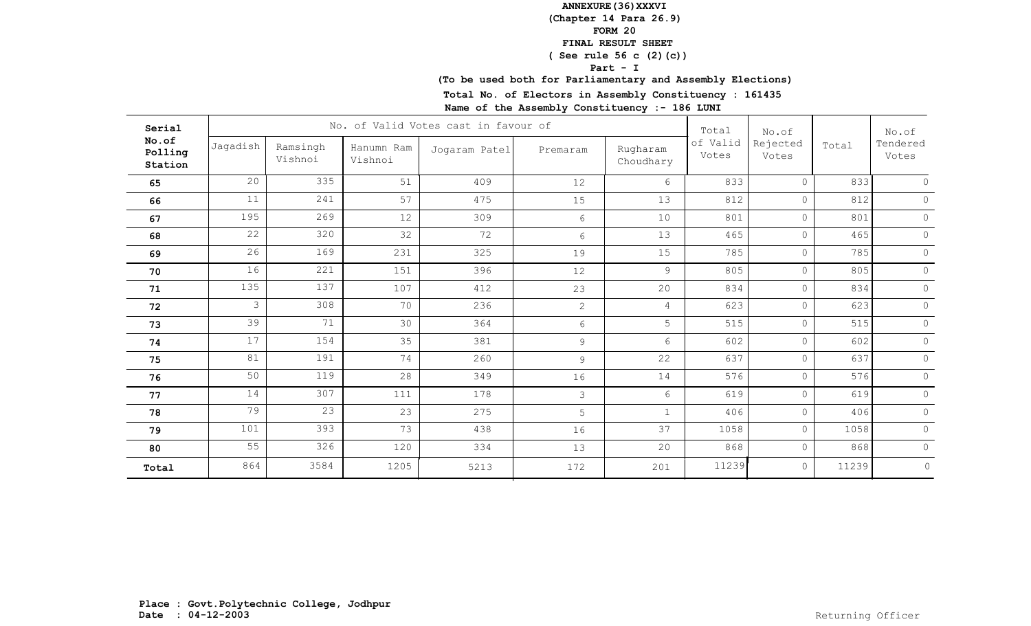**ANNEXURE(36)XXXVI**
**(Chapter 14 Para 26.9)**
**FORM 20**
**FINAL RESULT SHEET**
**( See rule 56 c (2)(c))**
**Part - I**
**(To be used both for Parliamentary and Assembly Elections)**
**Total No. of Electors in Assembly Constituency : 161435**
**Name of the Assembly Constituency :- 186 LUNI**

| Serial No.of Polling Station | No. of Valid Votes cast in favour of | | | | | | Total of Valid Votes | No.of Rejected Votes | Total | No.of Tendered Votes |
|---|---|---|---|---|---|---|---|---|---|---|
| | Jagadish | Ramsingh Vishnoi | Hanumn Ram Vishnoi | Jogaram Patel | Premaram | Rugharam Choudhary | | | | |
| 65 | 20 | 335 | 51 | 409 | 12 | 6 | 833 | 0 | 833 | 0 |
| 66 | 11 | 241 | 57 | 475 | 15 | 13 | 812 | 0 | 812 | 0 |
| 67 | 195 | 269 | 12 | 309 | 6 | 10 | 801 | 0 | 801 | 0 |
| 68 | 22 | 320 | 32 | 72 | 6 | 13 | 465 | 0 | 465 | 0 |
| 69 | 26 | 169 | 231 | 325 | 19 | 15 | 785 | 0 | 785 | 0 |
| 70 | 16 | 221 | 151 | 396 | 12 | 9 | 805 | 0 | 805 | 0 |
| 71 | 135 | 137 | 107 | 412 | 23 | 20 | 834 | 0 | 834 | 0 |
| 72 | 3 | 308 | 70 | 236 | 2 | 4 | 623 | 0 | 623 | 0 |
| 73 | 39 | 71 | 30 | 364 | 6 | 5 | 515 | 0 | 515 | 0 |
| 74 | 17 | 154 | 35 | 381 | 9 | 6 | 602 | 0 | 602 | 0 |
| 75 | 81 | 191 | 74 | 260 | 9 | 22 | 637 | 0 | 637 | 0 |
| 76 | 50 | 119 | 28 | 349 | 16 | 14 | 576 | 0 | 576 | 0 |
| 77 | 14 | 307 | 111 | 178 | 3 | 6 | 619 | 0 | 619 | 0 |
| 78 | 79 | 23 | 23 | 275 | 5 | 1 | 406 | 0 | 406 | 0 |
| 79 | 101 | 393 | 73 | 438 | 16 | 37 | 1058 | 0 | 1058 | 0 |
| 80 | 55 | 326 | 120 | 334 | 13 | 20 | 868 | 0 | 868 | 0 |
| **Total** | 864 | 3584 | 1205 | 5213 | 172 | 201 | 11239 | 0 | 11239 | 0 |

**Place : Govt.Polytechnic College, Jodhpur**
**Date : 04-12-2003**

Returning Officer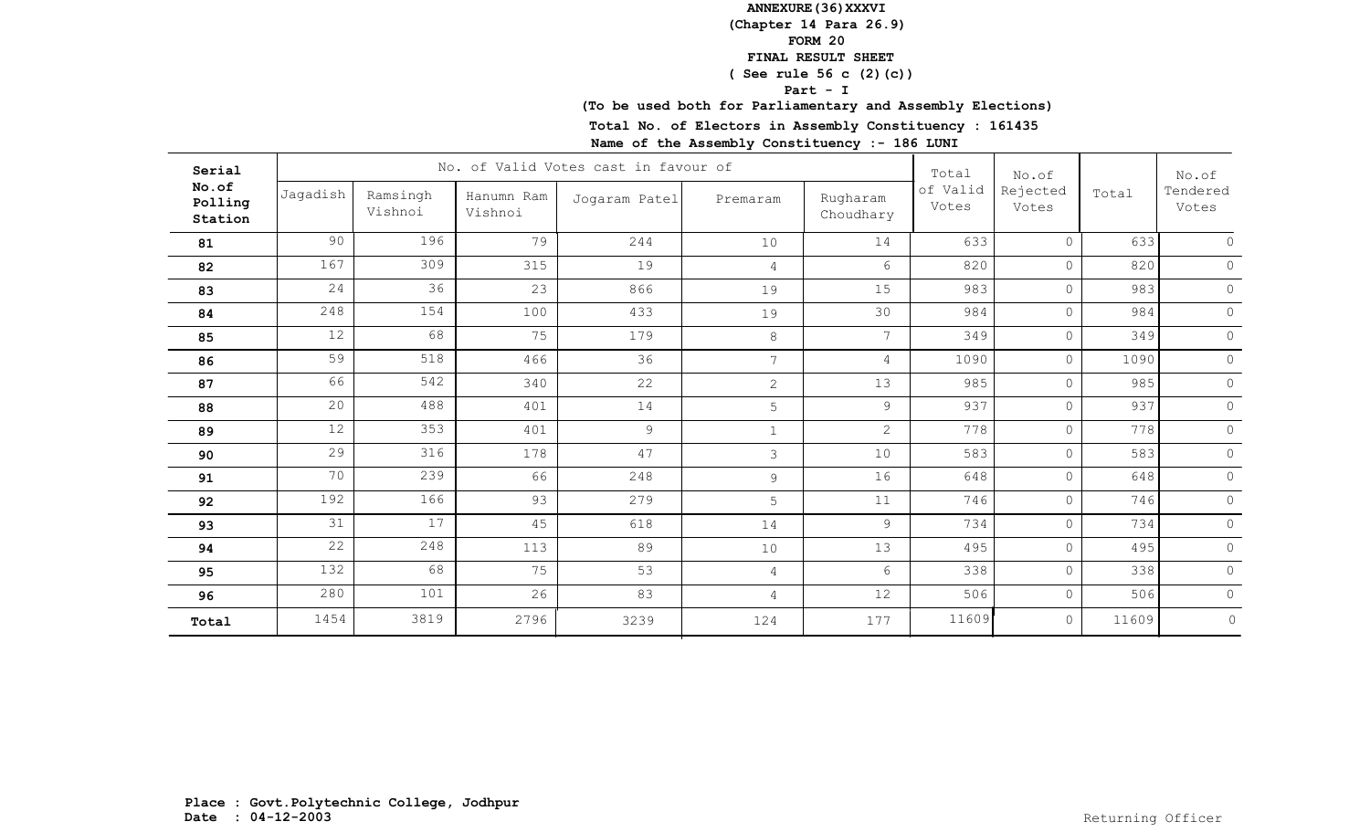**ANNEXURE(36)XXXVI**

**(Chapter 14 Para 26.9)**

**FORM 20**

**FINAL RESULT SHEET**

**( See rule 56 c (2)(c))**

**Part - I**

**(To be used both for Parliamentary and Assembly Elections)**

**Total No. of Electors in Assembly Constituency : 161435**

**Name of the Assembly Constituency :- 186 LUNI**

| Serial No.of Polling Station | No. of Valid Votes cast in favour of | | | | | | Total of Valid Votes | No.of Rejected Votes | Total | No.of Tendered Votes |
|---|---|---|---|---|---|---|---|---|---|---|
| | Jagadish | Ramsingh Vishnoi | Hanumn Ram Vishnoi | Jogaram Patel | Premaram | Rugharam Choudhary | | | | |
| 81 | 90 | 196 | 79 | 244 | 10 | 14 | 633 | 0 | 633 | 0 |
| 82 | 167 | 309 | 315 | 19 | 4 | 6 | 820 | 0 | 820 | 0 |
| 83 | 24 | 36 | 23 | 866 | 19 | 15 | 983 | 0 | 983 | 0 |
| 84 | 248 | 154 | 100 | 433 | 19 | 30 | 984 | 0 | 984 | 0 |
| 85 | 12 | 68 | 75 | 179 | 8 | 7 | 349 | 0 | 349 | 0 |
| 86 | 59 | 518 | 466 | 36 | 7 | 4 | 1090 | 0 | 1090 | 0 |
| 87 | 66 | 542 | 340 | 22 | 2 | 13 | 985 | 0 | 985 | 0 |
| 88 | 20 | 488 | 401 | 14 | 5 | 9 | 937 | 0 | 937 | 0 |
| 89 | 12 | 353 | 401 | 9 | 1 | 2 | 778 | 0 | 778 | 0 |
| 90 | 29 | 316 | 178 | 47 | 3 | 10 | 583 | 0 | 583 | 0 |
| 91 | 70 | 239 | 66 | 248 | 9 | 16 | 648 | 0 | 648 | 0 |
| 92 | 192 | 166 | 93 | 279 | 5 | 11 | 746 | 0 | 746 | 0 |
| 93 | 31 | 17 | 45 | 618 | 14 | 9 | 734 | 0 | 734 | 0 |
| 94 | 22 | 248 | 113 | 89 | 10 | 13 | 495 | 0 | 495 | 0 |
| 95 | 132 | 68 | 75 | 53 | 4 | 6 | 338 | 0 | 338 | 0 |
| 96 | 280 | 101 | 26 | 83 | 4 | 12 | 506 | 0 | 506 | 0 |
| Total | 1454 | 3819 | 2796 | 3239 | 124 | 177 | 11609 | 0 | 11609 | 0 |

**Place : Govt.Polytechnic College, Jodhpur**
**Date : 04-12-2003**

Returning Officer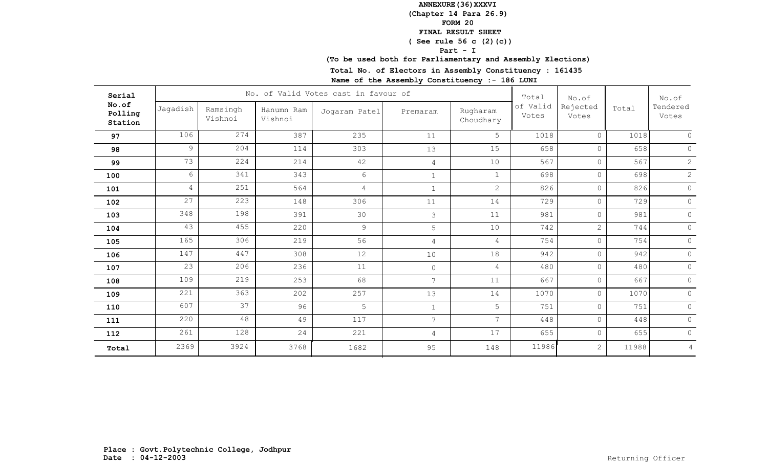**ANNEXURE(36)XXXVI**
**(Chapter 14 Para 26.9)**
**FORM 20**
**FINAL RESULT SHEET**
**( See rule 56 c (2)(c))**
**Part - I**
**(To be used both for Parliamentary and Assembly Elections)**
**Total No. of Electors in Assembly Constituency : 161435**
**Name of the Assembly Constituency :- 186 LUNI**

| Serial No.of Polling Station | No. of Valid Votes cast in favour of | | | | | | Total of Valid Votes | No.of Rejected Votes | Total | No.of Tendered Votes |
|---|---|---|---|---|---|---|---|---|---|---|
| | Jagadish | Ramsingh Vishnoi | Hanumn Ram Vishnoi | Jogaram Patel | Premaram | Rugharam Choudhary | | | | |
| **97** | 106 | 274 | 387 | 235 | 11 | 5 | 1018 | 0 | 1018 | 0 |
| **98** | 9 | 204 | 114 | 303 | 13 | 15 | 658 | 0 | 658 | 0 |
| **99** | 73 | 224 | 214 | 42 | 4 | 10 | 567 | 0 | 567 | 2 |
| **100** | 6 | 341 | 343 | 6 | 1 | 1 | 698 | 0 | 698 | 2 |
| **101** | 4 | 251 | 564 | 4 | 1 | 2 | 826 | 0 | 826 | 0 |
| **102** | 27 | 223 | 148 | 306 | 11 | 14 | 729 | 0 | 729 | 0 |
| **103** | 348 | 198 | 391 | 30 | 3 | 11 | 981 | 0 | 981 | 0 |
| **104** | 43 | 455 | 220 | 9 | 5 | 10 | 742 | 2 | 744 | 0 |
| **105** | 165 | 306 | 219 | 56 | 4 | 4 | 754 | 0 | 754 | 0 |
| **106** | 147 | 447 | 308 | 12 | 10 | 18 | 942 | 0 | 942 | 0 |
| **107** | 23 | 206 | 236 | 11 | 0 | 4 | 480 | 0 | 480 | 0 |
| **108** | 109 | 219 | 253 | 68 | 7 | 11 | 667 | 0 | 667 | 0 |
| **109** | 221 | 363 | 202 | 257 | 13 | 14 | 1070 | 0 | 1070 | 0 |
| **110** | 607 | 37 | 96 | 5 | 1 | 5 | 751 | 0 | 751 | 0 |
| **111** | 220 | 48 | 49 | 117 | 7 | 7 | 448 | 0 | 448 | 0 |
| **112** | 261 | 128 | 24 | 221 | 4 | 17 | 655 | 0 | 655 | 0 |
| **Total** | 2369 | 3924 | 3768 | 1682 | 95 | 148 | 11986 | 2 | 11988 | 4 |

**Place : Govt.Polytechnic College, Jodhpur**
**Date : 04-12-2003**

Returning Officer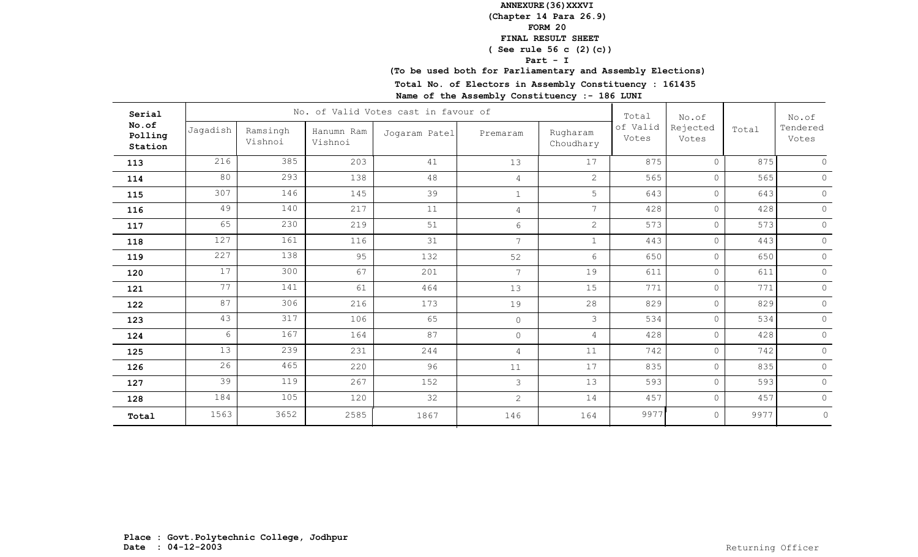**ANNEXURE(36)XXXVI**
**(Chapter 14 Para 26.9)**
**FORM 20**
**FINAL RESULT SHEET**
**( See rule 56 c (2)(c))**
**Part - I**
**(To be used both for Parliamentary and Assembly Elections)**
**Total No. of Electors in Assembly Constituency : 161435**
**Name of the Assembly Constituency :- 186 LUNI**

| Serial No.of Polling Station | No. of Valid Votes cast in favour of | | | | | | Total of Valid Votes | No.of Rejected Votes | Total | No.of Tendered Votes |
|---|---|---|---|---|---|---|---|---|---|---|
| | Jagadish | Ramsingh Vishnoi | Hanumn Ram Vishnoi | Jogaram Patel | Premaram | Rugharam Choudhary | | | | |
| **113** | 216 | 385 | 203 | 41 | 13 | 17 | 875 | 0 | 875 | 0 |
| **114** | 80 | 293 | 138 | 48 | 4 | 2 | 565 | 0 | 565 | 0 |
| **115** | 307 | 146 | 145 | 39 | 1 | 5 | 643 | 0 | 643 | 0 |
| **116** | 49 | 140 | 217 | 11 | 4 | 7 | 428 | 0 | 428 | 0 |
| **117** | 65 | 230 | 219 | 51 | 6 | 2 | 573 | 0 | 573 | 0 |
| **118** | 127 | 161 | 116 | 31 | 7 | 1 | 443 | 0 | 443 | 0 |
| **119** | 227 | 138 | 95 | 132 | 52 | 6 | 650 | 0 | 650 | 0 |
| **120** | 17 | 300 | 67 | 201 | 7 | 19 | 611 | 0 | 611 | 0 |
| **121** | 77 | 141 | 61 | 464 | 13 | 15 | 771 | 0 | 771 | 0 |
| **122** | 87 | 306 | 216 | 173 | 19 | 28 | 829 | 0 | 829 | 0 |
| **123** | 43 | 317 | 106 | 65 | 0 | 3 | 534 | 0 | 534 | 0 |
| **124** | 6 | 167 | 164 | 87 | 0 | 4 | 428 | 0 | 428 | 0 |
| **125** | 13 | 239 | 231 | 244 | 4 | 11 | 742 | 0 | 742 | 0 |
| **126** | 26 | 465 | 220 | 96 | 11 | 17 | 835 | 0 | 835 | 0 |
| **127** | 39 | 119 | 267 | 152 | 3 | 13 | 593 | 0 | 593 | 0 |
| **128** | 184 | 105 | 120 | 32 | 2 | 14 | 457 | 0 | 457 | 0 |
| **Total** | 1563 | 3652 | 2585 | 1867 | 146 | 164 | 9977 | 0 | 9977 | 0 |

**Place : Govt.Polytechnic College, Jodhpur**
**Date : 04-12-2003**

Returning Officer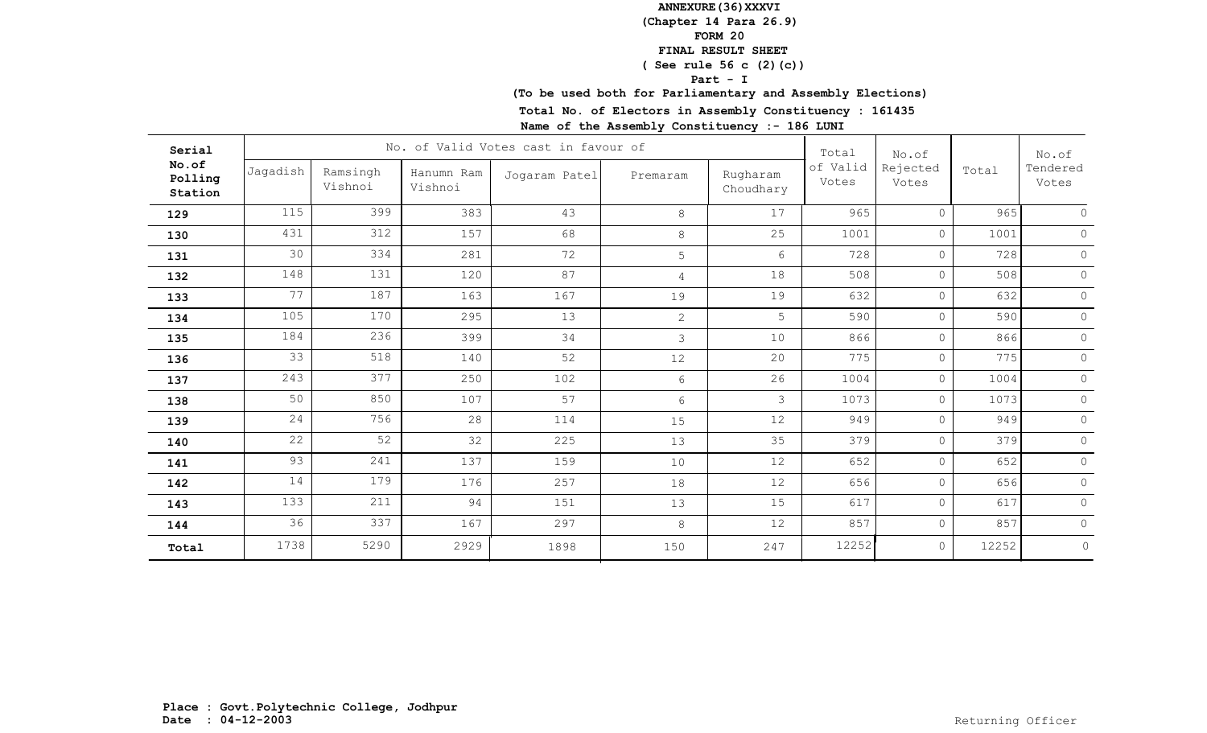**ANNEXURE(36)XXXVI**
**(Chapter 14 Para 26.9)**
**FORM 20**
**FINAL RESULT SHEET**
**( See rule 56 c (2)(c))**
**Part - I**
**(To be used both for Parliamentary and Assembly Elections)**
**Total No. of Electors in Assembly Constituency : 161435**
**Name of the Assembly Constituency :- 186 LUNI**

| Serial No.of Polling Station | No. of Valid Votes cast in favour of | | | | | | Total of Valid Votes | No.of Rejected Votes | Total | No.of Tendered Votes |
|---|---|---|---|---|---|---|---|---|---|---|
| | Jagadish | Ramsingh Vishnoi | Hanumn Ram Vishnoi | Jogaram Patel | Premaram | Rugharam Choudhary | | | | |
| **129** | 115 | 399 | 383 | 43 | 8 | 17 | 965 | 0 | 965 | 0 |
| **130** | 431 | 312 | 157 | 68 | 8 | 25 | 1001 | 0 | 1001 | 0 |
| **131** | 30 | 334 | 281 | 72 | 5 | 6 | 728 | 0 | 728 | 0 |
| **132** | 148 | 131 | 120 | 87 | 4 | 18 | 508 | 0 | 508 | 0 |
| **133** | 77 | 187 | 163 | 167 | 19 | 19 | 632 | 0 | 632 | 0 |
| **134** | 105 | 170 | 295 | 13 | 2 | 5 | 590 | 0 | 590 | 0 |
| **135** | 184 | 236 | 399 | 34 | 3 | 10 | 866 | 0 | 866 | 0 |
| **136** | 33 | 518 | 140 | 52 | 12 | 20 | 775 | 0 | 775 | 0 |
| **137** | 243 | 377 | 250 | 102 | 6 | 26 | 1004 | 0 | 1004 | 0 |
| **138** | 50 | 850 | 107 | 57 | 6 | 3 | 1073 | 0 | 1073 | 0 |
| **139** | 24 | 756 | 28 | 114 | 15 | 12 | 949 | 0 | 949 | 0 |
| **140** | 22 | 52 | 32 | 225 | 13 | 35 | 379 | 0 | 379 | 0 |
| **141** | 93 | 241 | 137 | 159 | 10 | 12 | 652 | 0 | 652 | 0 |
| **142** | 14 | 179 | 176 | 257 | 18 | 12 | 656 | 0 | 656 | 0 |
| **143** | 133 | 211 | 94 | 151 | 13 | 15 | 617 | 0 | 617 | 0 |
| **144** | 36 | 337 | 167 | 297 | 8 | 12 | 857 | 0 | 857 | 0 |
| **Total** | 1738 | 5290 | 2929 | 1898 | 150 | 247 | 12252 | 0 | 12252 | 0 |

**Place : Govt.Polytechnic College, Jodhpur**
**Date : 04-12-2003**

Returning Officer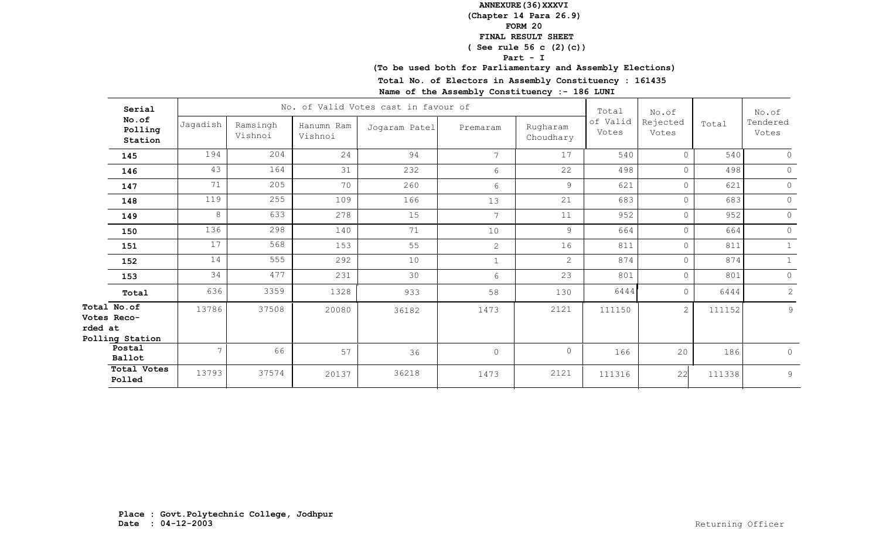**ANNEXURE(36)XXXVI**
**(Chapter 14 Para 26.9)**
**FORM 20**
**FINAL RESULT SHEET**
**( See rule 56 c (2)(c))**
**Part - I**
**(To be used both for Parliamentary and Assembly Elections)**
**Total No. of Electors in Assembly Constituency : 161435**
**Name of the Assembly Constituency :- 186 LUNI**

| Serial No.of Polling Station | No. of Valid Votes cast in favour of | | | | | | Total of Valid Votes | No.of Rejected Votes | Total | No.of Tendered Votes |
|---|---|---|---|---|---|---|---|---|---|---|
| | Jagadish | Ramsingh Vishnoi | Hanumn Ram Vishnoi | Jogaram Patel | Premaram | Rugharam Choudhary | | | | |
| 145 | 194 | 204 | 24 | 94 | 7 | 17 | 540 | 0 | 540 | 0 |
| 146 | 43 | 164 | 31 | 232 | 6 | 22 | 498 | 0 | 498 | 0 |
| 147 | 71 | 205 | 70 | 260 | 6 | 9 | 621 | 0 | 621 | 0 |
| 148 | 119 | 255 | 109 | 166 | 13 | 21 | 683 | 0 | 683 | 0 |
| 149 | 8 | 633 | 278 | 15 | 7 | 11 | 952 | 0 | 952 | 0 |
| 150 | 136 | 298 | 140 | 71 | 10 | 9 | 664 | 0 | 664 | 0 |
| 151 | 17 | 568 | 153 | 55 | 2 | 16 | 811 | 0 | 811 | 1 |
| 152 | 14 | 555 | 292 | 10 | 1 | 2 | 874 | 0 | 874 | 1 |
| 153 | 34 | 477 | 231 | 30 | 6 | 23 | 801 | 0 | 801 | 0 |
| Total | 636 | 3359 | 1328 | 933 | 58 | 130 | 6444 | 0 | 6444 | 2 |
| Total No.of Votes Recorded at Polling Station | 13786 | 37508 | 20080 | 36182 | 1473 | 2121 | 111150 | 2 | 111152 | 9 |
| Postal Ballot | 7 | 66 | 57 | 36 | 0 | 0 | 166 | 20 | 186 | 0 |
| Total Votes Polled | 13793 | 37574 | 20137 | 36218 | 1473 | 2121 | 111316 | 22 | 111338 | 9 |

**Place : Govt.Polytechnic College, Jodhpur**
**Date : 04-12-2003**

Returning Officer